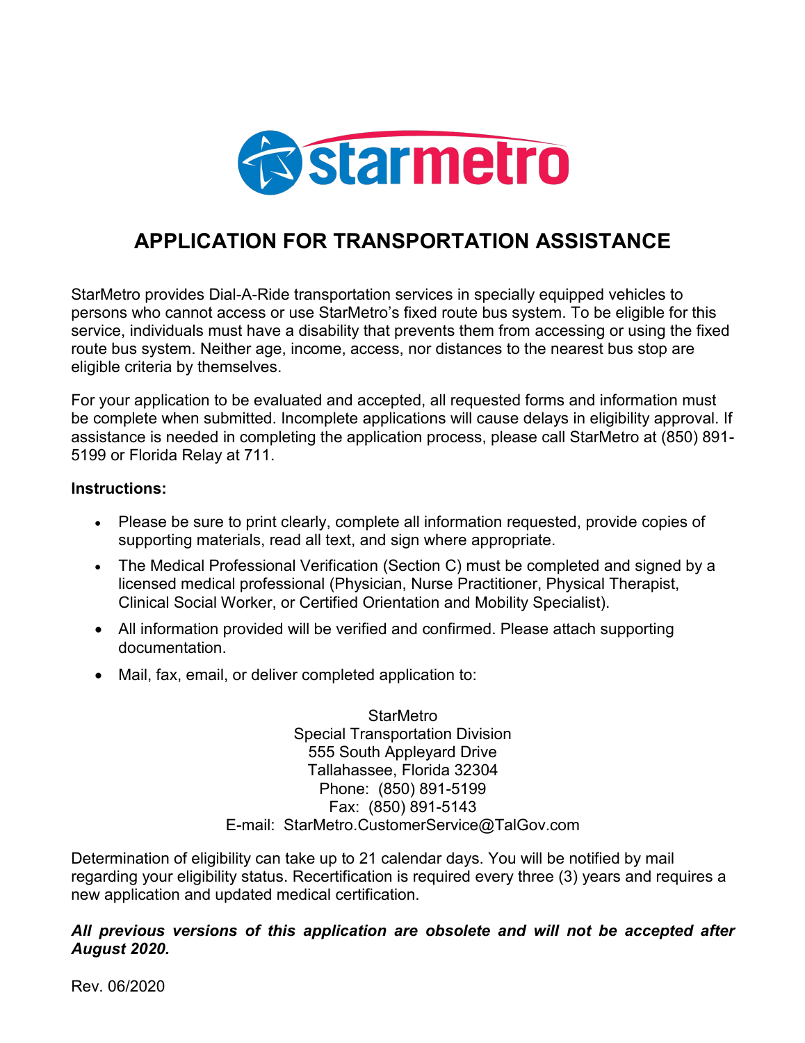# APPLICATION FOR TRANSPORTATION ASSISTANCE

StarMetro provides Dial-A-Ride transportation services in specially equipped vehicles to persons who cannot access or use StarMetro's fixed route bus system. To be eligible for this service, individuals must have a disability that prevents them from accessing or using the fixed route bus system. Neither age, income, access, nor distances to the nearest bus stop are eligible criteria by themselves.

For your application to be evaluated and accepted, all requested forms and information must be complete when submitted. Incomplete applications will cause delays in eligibility approval. If assistance is needed in completing the application process, please call StarMetro at (850) 891-5199 or Florida Relay at 711.

**Instructions:**

- Please be sure to print clearly, complete all information requested, provide copies of supporting materials, read all text, and sign where appropriate.
- The Medical Professional Verification (Section C) must be completed and signed by a licensed medical professional (Physician, Nurse Practitioner, Physical Therapist, Clinical Social Worker, or Certified Orientation and Mobility Specialist).
- All information provided will be verified and confirmed. Please attach supporting documentation.
- Mail, fax, email, or deliver completed application to:

StarMetro
Special Transportation Division
555 South Appleyard Drive
Tallahassee, Florida 32304
Phone: (850) 891-5199
Fax: (850) 891-5143
E-mail: StarMetro.CustomerService@TalGov.com

Determination of eligibility can take up to 21 calendar days. You will be notified by mail regarding your eligibility status. Recertification is required every three (3) years and requires a new application and updated medical certification.

***All previous versions of this application are obsolete and will not be accepted after August 2020.***

Rev. 06/2020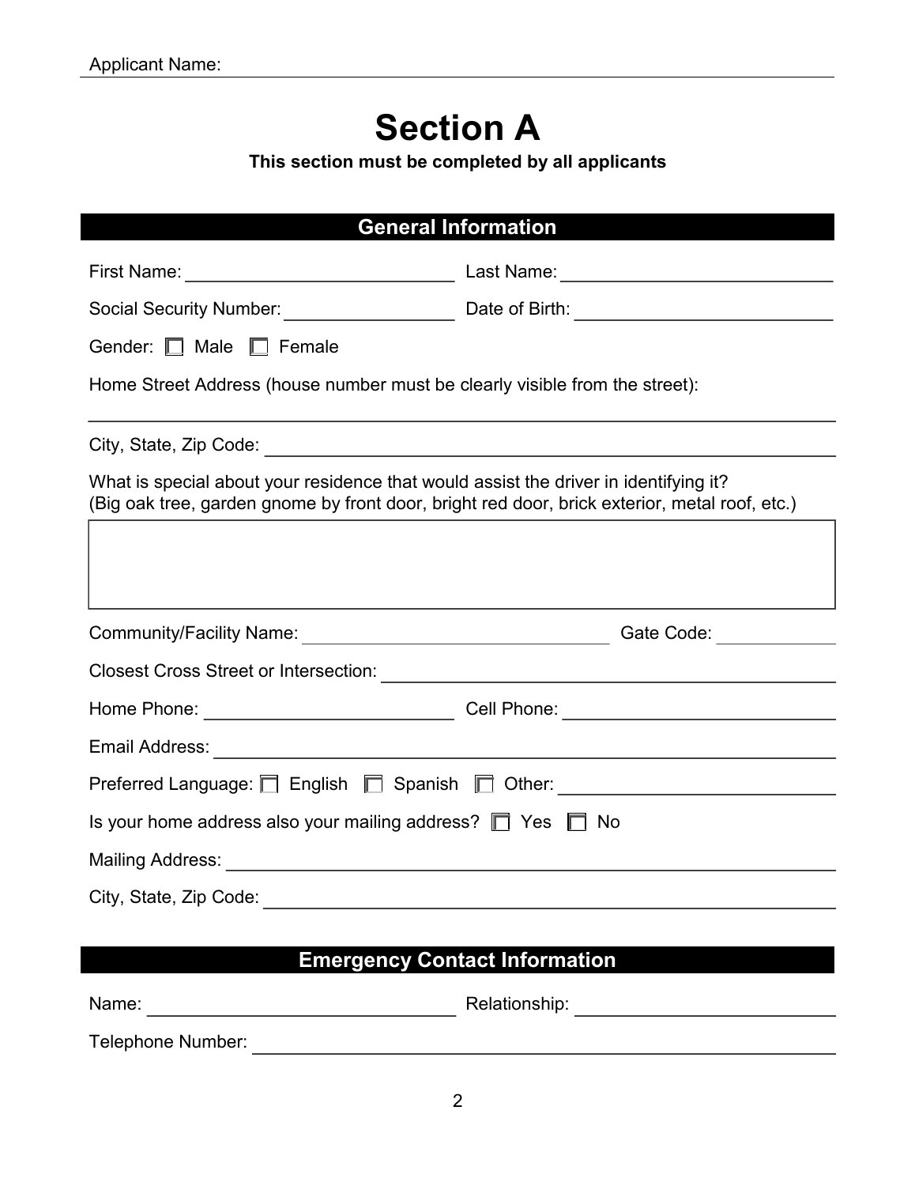Applicant Name: ______________________

# Section A

**This section must be completed by all applicants**

## General Information

First Name: ______________________ Last Name: ______________________

Social Security Number: ______________________ Date of Birth: ______________________

Gender: ☐ Male ☐ Female

Home Street Address (house number must be clearly visible from the street):

______________________________________________

City, State, Zip Code: ______________________

What is special about your residence that would assist the driver in identifying it?
(Big oak tree, garden gnome by front door, bright red door, brick exterior, metal roof, etc.)

| |
|---|
| |

Community/Facility Name: ______________________ Gate Code: ____________

Closest Cross Street or Intersection: ______________________

Home Phone: ______________________ Cell Phone: ______________________

Email Address: ______________________

Preferred Language: ☐ English ☐ Spanish ☐ Other: ______________________

Is your home address also your mailing address? ☐ Yes ☐ No

Mailing Address: ______________________

City, State, Zip Code: ______________________

## Emergency Contact Information

Name: ______________________ Relationship: ______________________

Telephone Number: ______________________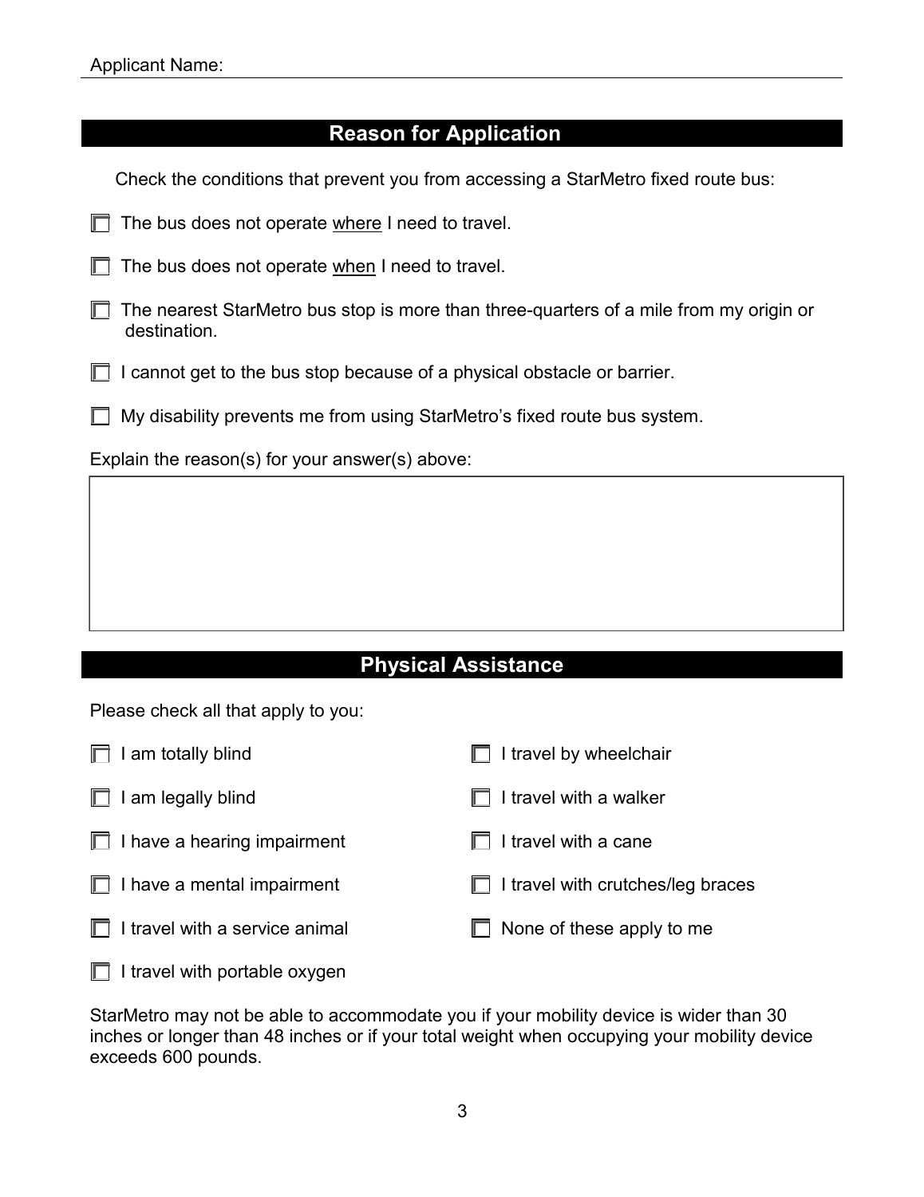Applicant Name: \_\_\_\_\_\_\_\_\_\_\_\_\_\_\_\_\_\_\_\_\_\_\_\_\_\_\_\_\_\_\_\_

## Reason for Application

Check the conditions that prevent you from accessing a StarMetro fixed route bus:

- ☐ The bus does not operate <u>where</u> I need to travel.
- ☐ The bus does not operate <u>when</u> I need to travel.
- ☐ The nearest StarMetro bus stop is more than three-quarters of a mile from my origin or destination.
- ☐ I cannot get to the bus stop because of a physical obstacle or barrier.
- ☐ My disability prevents me from using StarMetro's fixed route bus system.

Explain the reason(s) for your answer(s) above:

| |
|---|
| |

## Physical Assistance

Please check all that apply to you:

- ☐ I am totally blind
- ☐ I am legally blind
- ☐ I have a hearing impairment
- ☐ I have a mental impairment
- ☐ I travel with a service animal
- ☐ I travel with portable oxygen
- ☐ I travel by wheelchair
- ☐ I travel with a walker
- ☐ I travel with a cane
- ☐ I travel with crutches/leg braces
- ☐ None of these apply to me

StarMetro may not be able to accommodate you if your mobility device is wider than 30 inches or longer than 48 inches or if your total weight when occupying your mobility device exceeds 600 pounds.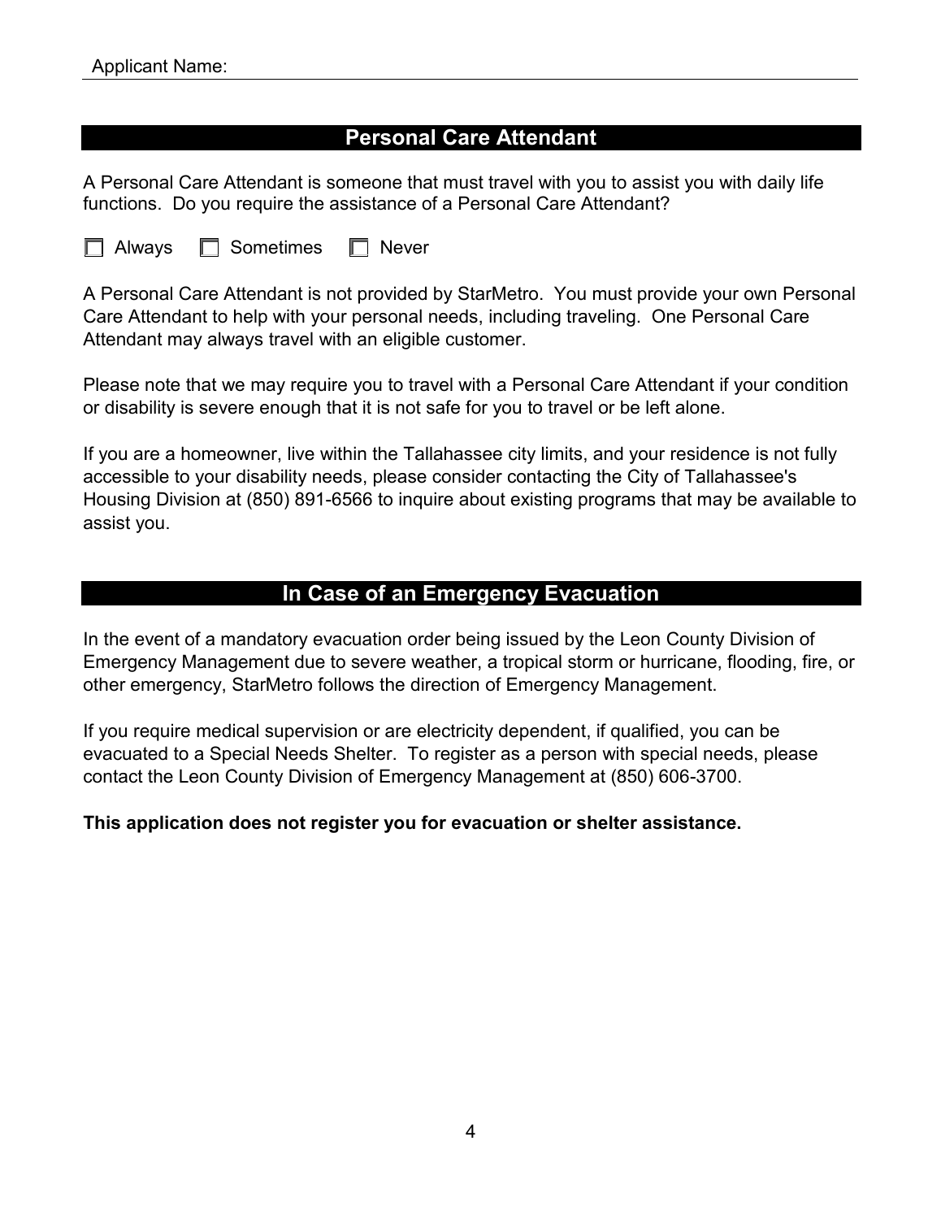Applicant Name:

## Personal Care Attendant

A Personal Care Attendant is someone that must travel with you to assist you with daily life functions. Do you require the assistance of a Personal Care Attendant?

☐ Always ☐ Sometimes ☐ Never

A Personal Care Attendant is not provided by StarMetro. You must provide your own Personal Care Attendant to help with your personal needs, including traveling. One Personal Care Attendant may always travel with an eligible customer.

Please note that we may require you to travel with a Personal Care Attendant if your condition or disability is severe enough that it is not safe for you to travel or be left alone.

If you are a homeowner, live within the Tallahassee city limits, and your residence is not fully accessible to your disability needs, please consider contacting the City of Tallahassee's Housing Division at (850) 891-6566 to inquire about existing programs that may be available to assist you.

## In Case of an Emergency Evacuation

In the event of a mandatory evacuation order being issued by the Leon County Division of Emergency Management due to severe weather, a tropical storm or hurricane, flooding, fire, or other emergency, StarMetro follows the direction of Emergency Management.

If you require medical supervision or are electricity dependent, if qualified, you can be evacuated to a Special Needs Shelter. To register as a person with special needs, please contact the Leon County Division of Emergency Management at (850) 606-3700.

**This application does not register you for evacuation or shelter assistance.**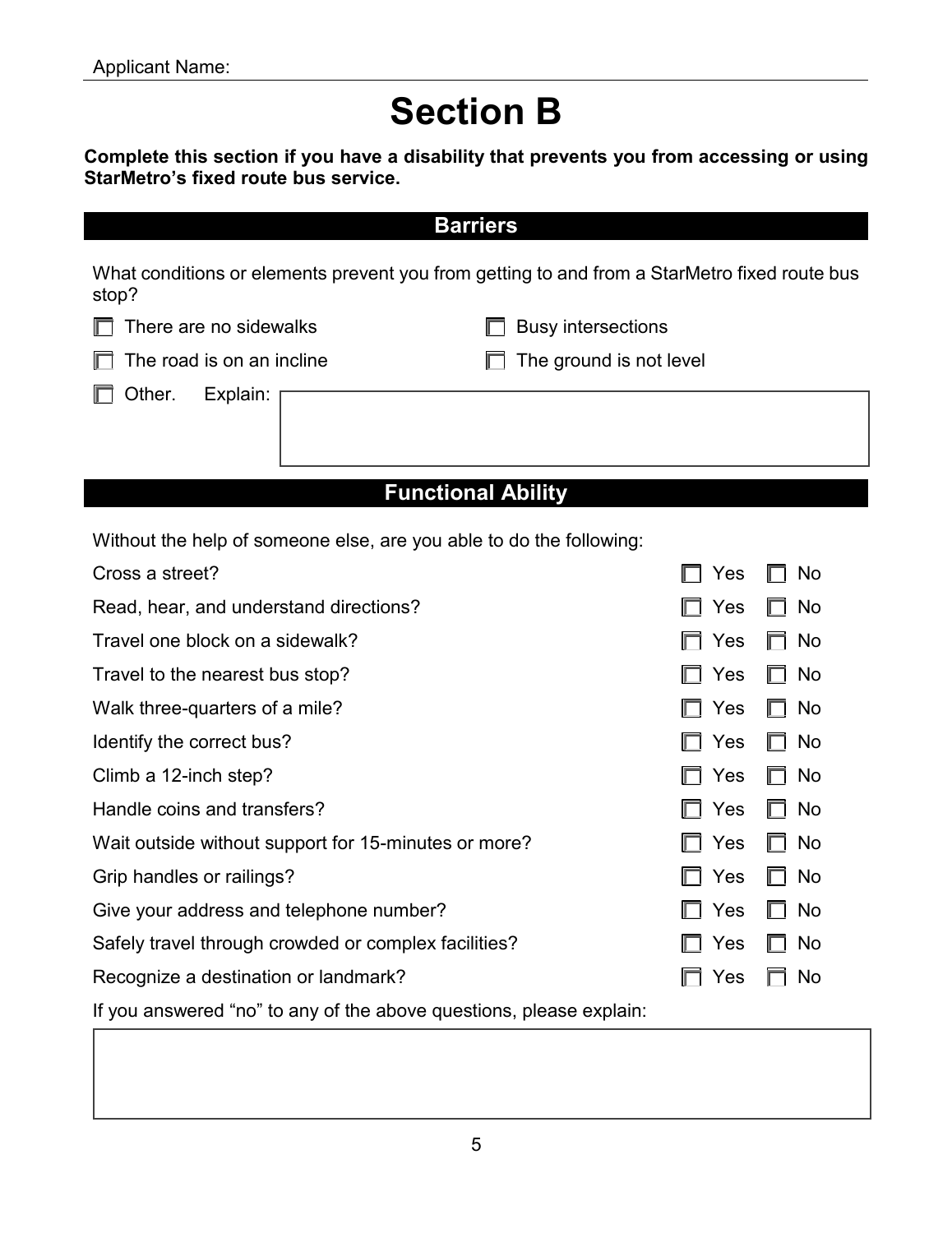Applicant Name:

# Section B

**Complete this section if you have a disability that prevents you from accessing or using StarMetro's fixed route bus service.**

## Barriers

What conditions or elements prevent you from getting to and from a StarMetro fixed route bus stop?

- ☐ There are no sidewalks
- ☐ Busy intersections
- ☐ The road is on an incline
- ☐ The ground is not level
- ☐ Other. Explain:

## Functional Ability

Without the help of someone else, are you able to do the following:

| | | |
|---|---|---|
| Cross a street? | ☐ Yes | ☐ No |
| Read, hear, and understand directions? | ☐ Yes | ☐ No |
| Travel one block on a sidewalk? | ☐ Yes | ☐ No |
| Travel to the nearest bus stop? | ☐ Yes | ☐ No |
| Walk three-quarters of a mile? | ☐ Yes | ☐ No |
| Identify the correct bus? | ☐ Yes | ☐ No |
| Climb a 12-inch step? | ☐ Yes | ☐ No |
| Handle coins and transfers? | ☐ Yes | ☐ No |
| Wait outside without support for 15-minutes or more? | ☐ Yes | ☐ No |
| Grip handles or railings? | ☐ Yes | ☐ No |
| Give your address and telephone number? | ☐ Yes | ☐ No |
| Safely travel through crowded or complex facilities? | ☐ Yes | ☐ No |
| Recognize a destination or landmark? | ☐ Yes | ☐ No |

If you answered "no" to any of the above questions, please explain: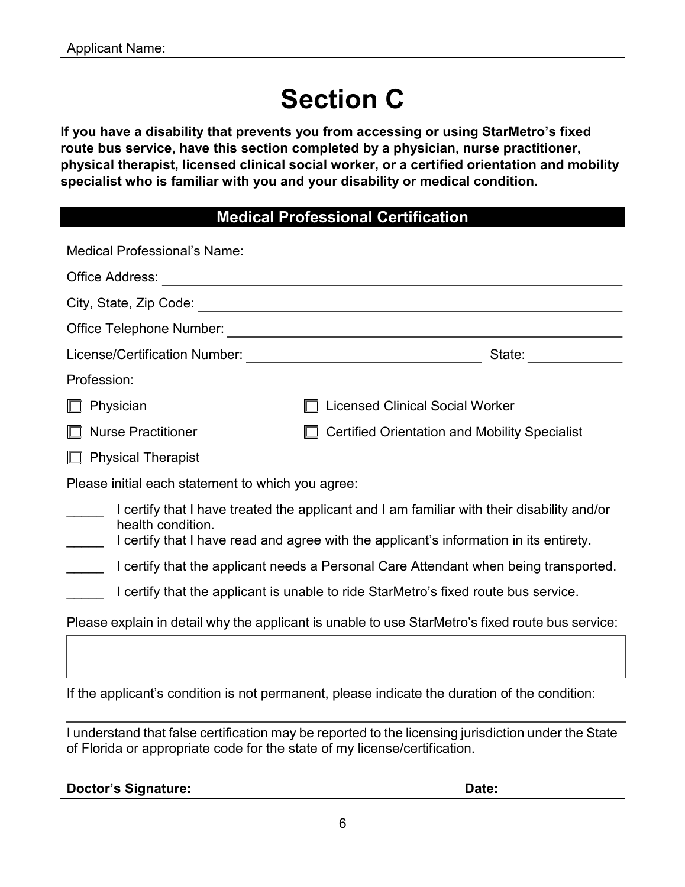Applicant Name:

# Section C

**If you have a disability that prevents you from accessing or using StarMetro's fixed route bus service, have this section completed by a physician, nurse practitioner, physical therapist, licensed clinical social worker, or a certified orientation and mobility specialist who is familiar with you and your disability or medical condition.**

## Medical Professional Certification

Medical Professional's Name: ______________________________

Office Address: ______________________________

City, State, Zip Code: ______________________________

Office Telephone Number: ______________________________

License/Certification Number: ______________________ State: __________

Profession:

- ☐ Physician
- ☐ Nurse Practitioner
- ☐ Physical Therapist
- ☐ Licensed Clinical Social Worker
- ☐ Certified Orientation and Mobility Specialist

Please initial each statement to which you agree:

_____ I certify that I have treated the applicant and I am familiar with their disability and/or health condition.

_____ I certify that I have read and agree with the applicant's information in its entirety.

_____ I certify that the applicant needs a Personal Care Attendant when being transported.

_____ I certify that the applicant is unable to ride StarMetro's fixed route bus service.

Please explain in detail why the applicant is unable to use StarMetro's fixed route bus service:

|   |
|---|
|   |

If the applicant's condition is not permanent, please indicate the duration of the condition:

______________________________

I understand that false certification may be reported to the licensing jurisdiction under the State of Florida or appropriate code for the state of my license/certification.

**Doctor's Signature:** ______________________ **Date:** __________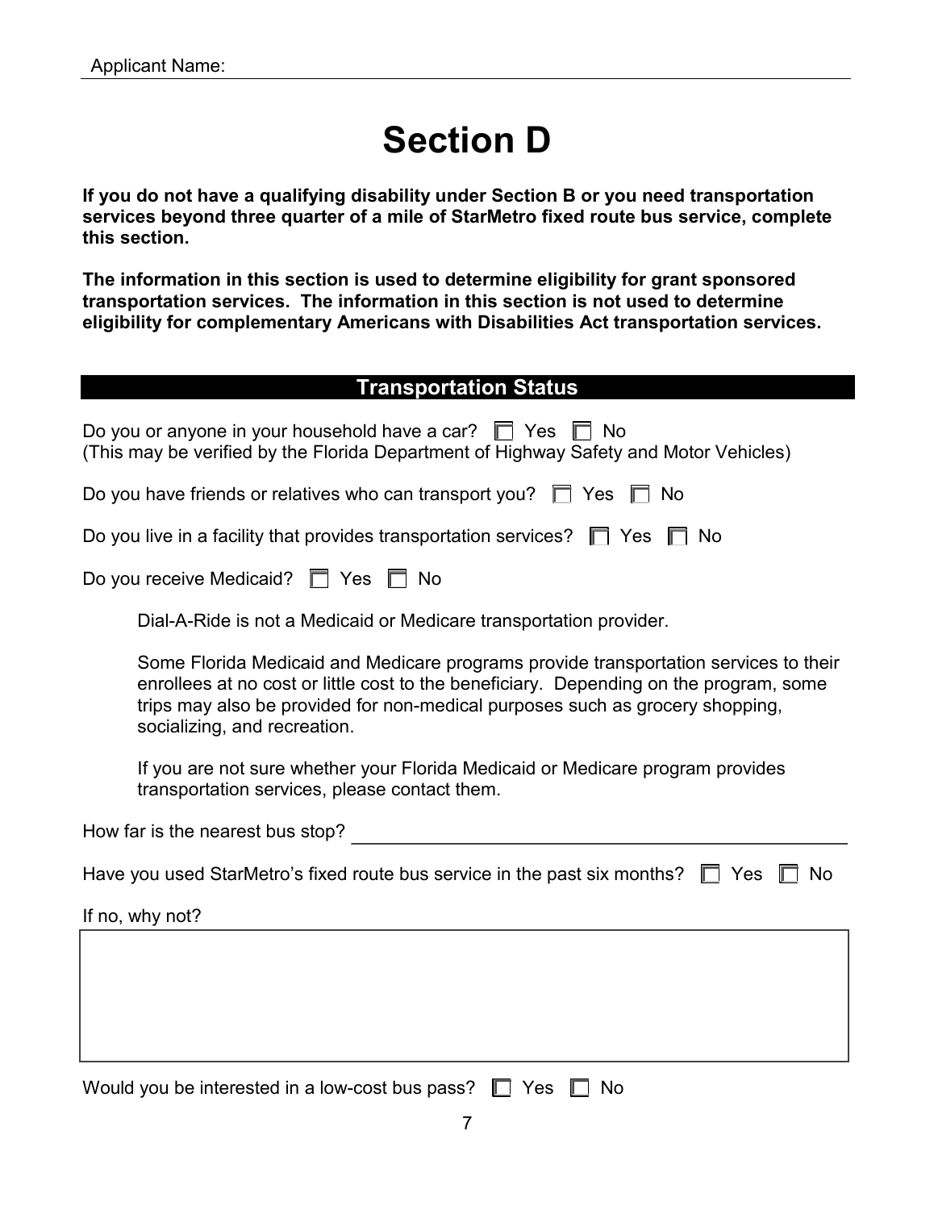Applicant Name:

# Section D

**If you do not have a qualifying disability under Section B or you need transportation services beyond three quarter of a mile of StarMetro fixed route bus service, complete this section.**

**The information in this section is used to determine eligibility for grant sponsored transportation services. The information in this section is not used to determine eligibility for complementary Americans with Disabilities Act transportation services.**

## Transportation Status

Do you or anyone in your household have a car? ☐ Yes ☐ No
(This may be verified by the Florida Department of Highway Safety and Motor Vehicles)

Do you have friends or relatives who can transport you? ☐ Yes ☐ No

Do you live in a facility that provides transportation services? ☐ Yes ☐ No

Do you receive Medicaid? ☐ Yes ☐ No

> Dial-A-Ride is not a Medicaid or Medicare transportation provider.
>
> Some Florida Medicaid and Medicare programs provide transportation services to their enrollees at no cost or little cost to the beneficiary. Depending on the program, some trips may also be provided for non-medical purposes such as grocery shopping, socializing, and recreation.
>
> If you are not sure whether your Florida Medicaid or Medicare program provides transportation services, please contact them.

How far is the nearest bus stop? ______________________________

Have you used StarMetro's fixed route bus service in the past six months? ☐ Yes ☐ No

If no, why not?

Would you be interested in a low-cost bus pass? ☐ Yes ☐ No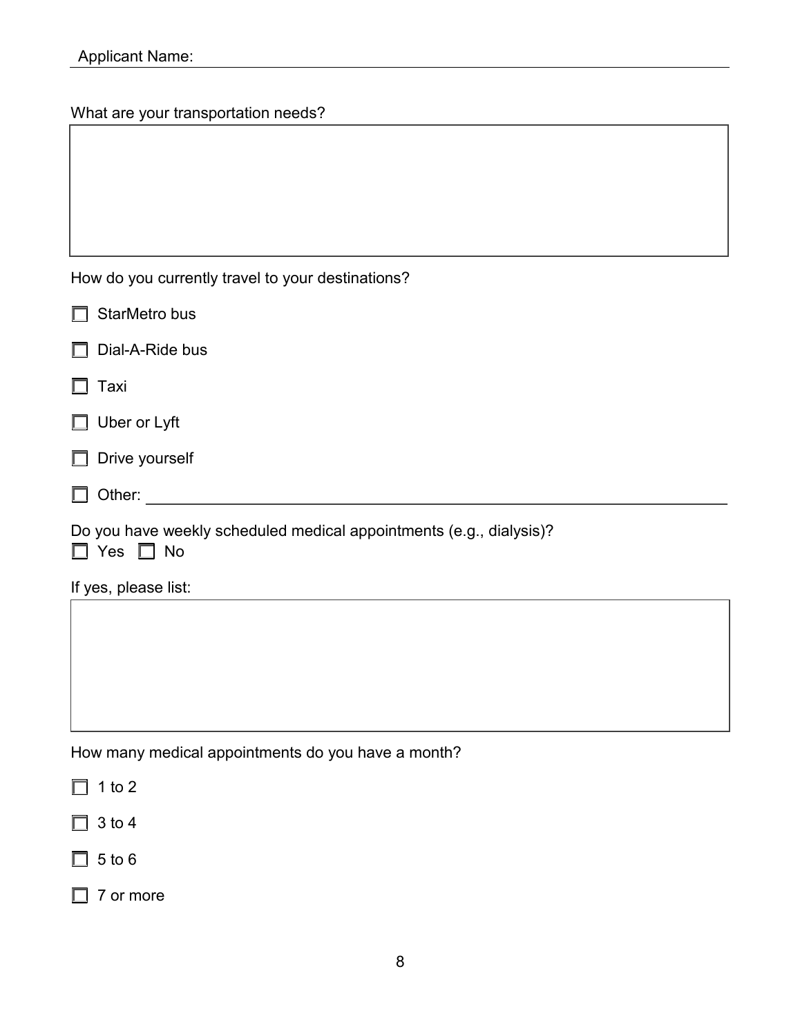Applicant Name: ____________________________________________

What are your transportation needs?

|   |
|---|
|   |

How do you currently travel to your destinations?

- ☐ StarMetro bus
- ☐ Dial-A-Ride bus
- ☐ Taxi
- ☐ Uber or Lyft
- ☐ Drive yourself
- ☐ Other: ____________________________________________

Do you have weekly scheduled medical appointments (e.g., dialysis)?
☐ Yes ☐ No

If yes, please list:

|   |
|---|
|   |

How many medical appointments do you have a month?

- ☐ 1 to 2
- ☐ 3 to 4
- ☐ 5 to 6
- ☐ 7 or more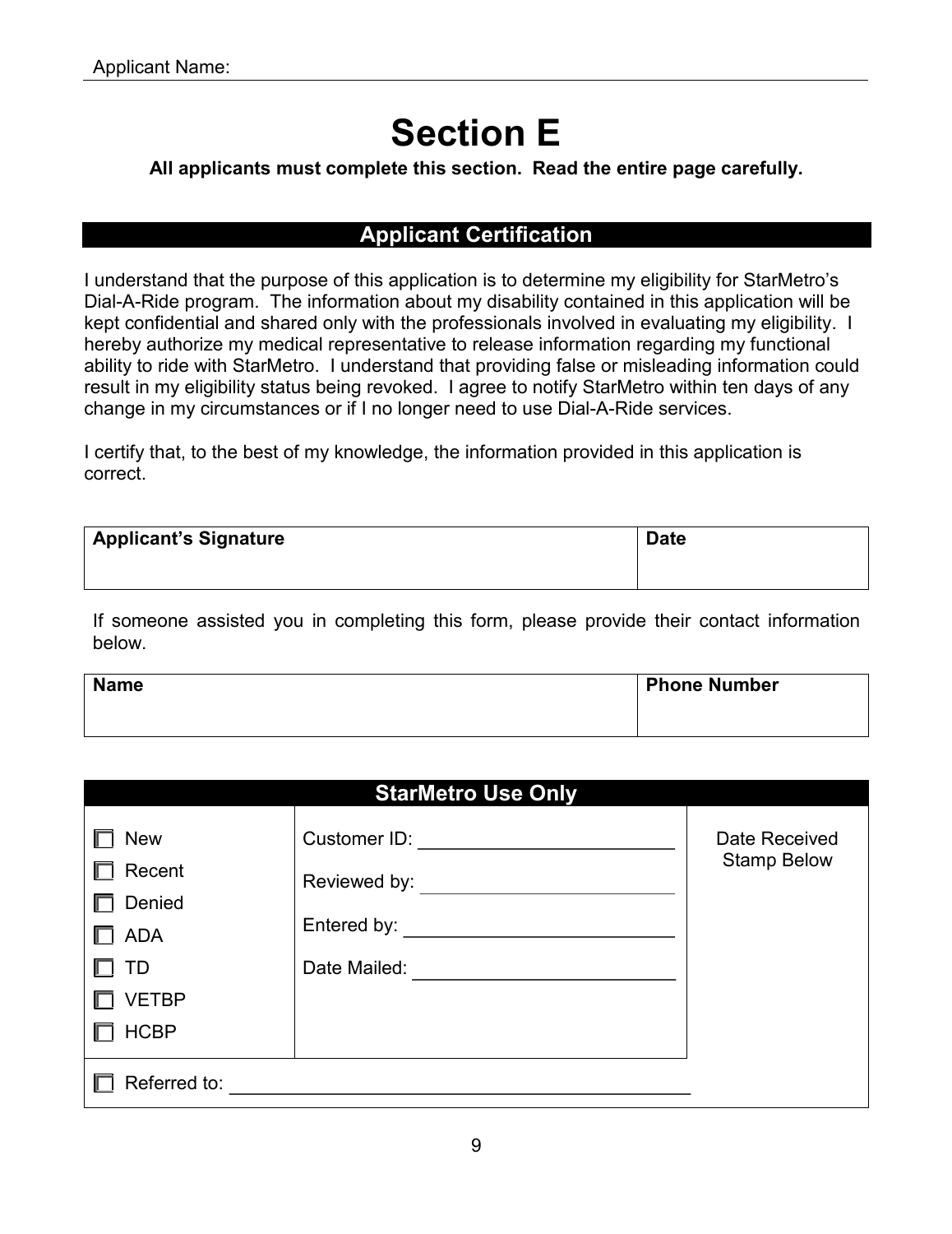Applicant Name:

# Section E

**All applicants must complete this section. Read the entire page carefully.**

## Applicant Certification

I understand that the purpose of this application is to determine my eligibility for StarMetro's Dial-A-Ride program. The information about my disability contained in this application will be kept confidential and shared only with the professionals involved in evaluating my eligibility. I hereby authorize my medical representative to release information regarding my functional ability to ride with StarMetro. I understand that providing false or misleading information could result in my eligibility status being revoked. I agree to notify StarMetro within ten days of any change in my circumstances or if I no longer need to use Dial-A-Ride services.

I certify that, to the best of my knowledge, the information provided in this application is correct.

| Applicant's Signature | Date |
| --- | --- |
| | |

If someone assisted you in completing this form, please provide their contact information below.

| Name | Phone Number |
| --- | --- |
| | |

## StarMetro Use Only

| | | |
| --- | --- | --- |
| ☐ New<br>☐ Recent<br>☐ Denied<br>☐ ADA<br>☐ TD<br>☐ VETBP<br>☐ HCBP | Customer ID: ____________<br>Reviewed by: ____________<br>Entered by: ____________<br>Date Mailed: ____________ | Date Received Stamp Below |
| ☐ Referred to: ____________ | | |